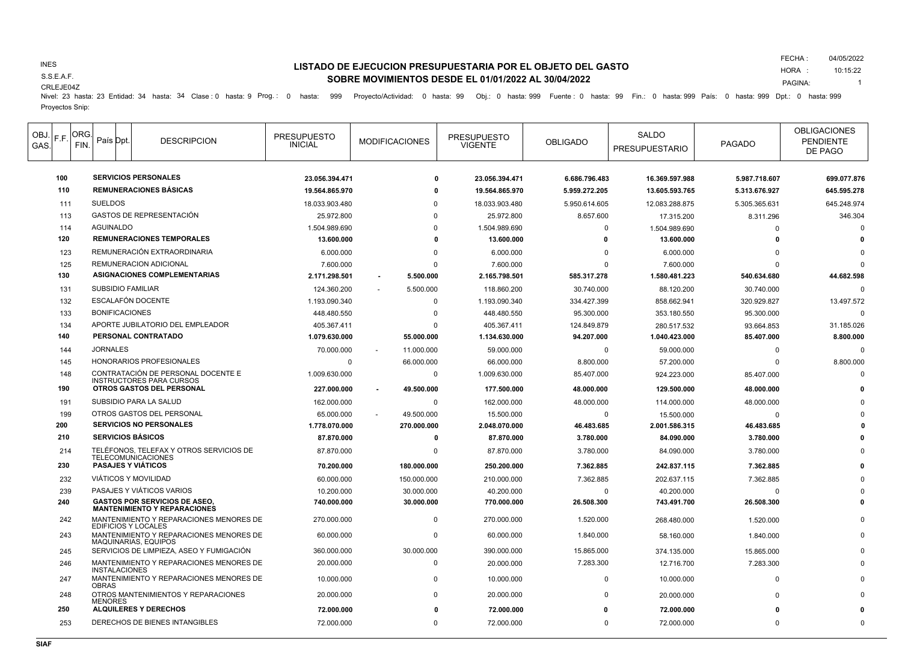INES

S.S.E.A.F.

CRLEJE04Z

# LISTADO DE EJECUCION PRESUPUESTARIA POR EL OBJETO DEL GASTO
## SOBRE MOVIMIENTOS DESDE EL 01/01/2022 AL 30/04/2022

FECHA : 04/05/2022
HORA : 10:15:22

Nivel: 23 hasta: 23 Entidad: 34 hasta: 34 Clase : 0 hasta: 9 Prog. : 0 hasta: 999 Proyecto/Actividad: 0 hasta: 99 Obj.: 0 hasta: 999 Fuente : 0 hasta: 99 Fin.: 0 hasta: 999 País: 0 hasta: 999 Dpt.: 0 hasta: 999

Proyectos Snip:

| OBJ. GAS. | F.F. | ORG. FIN. | País | Dpt. | DESCRIPCION | PRESUPUESTO INICIAL | MODIFICACIONES | PRESUPUESTO VIGENTE | OBLIGADO | SALDO PRESUPUESTARIO | PAGADO | OBLIGACIONES PENDIENTE DE PAGO |
|---|---|---|---|---|---|---|---|---|---|---|---|---|
| **100** | | | | | **SERVICIOS PERSONALES** | **23.056.394.471** | **0** | **23.056.394.471** | **6.686.796.483** | **16.369.597.988** | **5.987.718.607** | **699.077.876** |
| **110** | | | | | **REMUNERACIONES BÁSICAS** | **19.564.865.970** | **0** | **19.564.865.970** | **5.959.272.205** | **13.605.593.765** | **5.313.676.927** | **645.595.278** |
| 111 | | | | | SUELDOS | 18.033.903.480 | 0 | 18.033.903.480 | 5.950.614.605 | 12.083.288.875 | 5.305.365.631 | 645.248.974 |
| 113 | | | | | GASTOS DE REPRESENTACIÓN | 25.972.800 | 0 | 25.972.800 | 8.657.600 | 17.315.200 | 8.311.296 | 346.304 |
| 114 | | | | | AGUINALDO | 1.504.989.690 | 0 | 1.504.989.690 | 0 | 1.504.989.690 | 0 | 0 |
| **120** | | | | | **REMUNERACIONES TEMPORALES** | **13.600.000** | **0** | **13.600.000** | **0** | **13.600.000** | **0** | **0** |
| 123 | | | | | REMUNERACIÓN EXTRAORDINARIA | 6.000.000 | 0 | 6.000.000 | 0 | 6.000.000 | 0 | 0 |
| 125 | | | | | REMUNERACION ADICIONAL | 7.600.000 | 0 | 7.600.000 | 0 | 7.600.000 | 0 | 0 |
| **130** | | | | | **ASIGNACIONES COMPLEMENTARIAS** | **2.171.298.501** | **- 5.500.000** | **2.165.798.501** | **585.317.278** | **1.580.481.223** | **540.634.680** | **44.682.598** |
| 131 | | | | | SUBSIDIO FAMILIAR | 124.360.200 | - 5.500.000 | 118.860.200 | 30.740.000 | 88.120.200 | 30.740.000 | 0 |
| 132 | | | | | ESCALAFÓN DOCENTE | 1.193.090.340 | 0 | 1.193.090.340 | 334.427.399 | 858.662.941 | 320.929.827 | 13.497.572 |
| 133 | | | | | BONIFICACIONES | 448.480.550 | 0 | 448.480.550 | 95.300.000 | 353.180.550 | 95.300.000 | 0 |
| 134 | | | | | APORTE JUBILATORIO DEL EMPLEADOR | 405.367.411 | 0 | 405.367.411 | 124.849.879 | 280.517.532 | 93.664.853 | 31.185.026 |
| **140** | | | | | **PERSONAL CONTRATADO** | **1.079.630.000** | **55.000.000** | **1.134.630.000** | **94.207.000** | **1.040.423.000** | **85.407.000** | **8.800.000** |
| 144 | | | | | JORNALES | 70.000.000 | - 11.000.000 | 59.000.000 | 0 | 59.000.000 | 0 | 0 |
| 145 | | | | | HONORARIOS PROFESIONALES | 0 | 66.000.000 | 66.000.000 | 8.800.000 | 57.200.000 | 0 | 8.800.000 |
| 148 | | | | | CONTRATACIÓN DE PERSONAL DOCENTE E INSTRUCTORES PARA CURSOS | 1.009.630.000 | 0 | 1.009.630.000 | 85.407.000 | 924.223.000 | 85.407.000 | 0 |
| **190** | | | | | **OTROS GASTOS DEL PERSONAL** | **227.000.000** | **- 49.500.000** | **177.500.000** | **48.000.000** | **129.500.000** | **48.000.000** | **0** |
| 191 | | | | | SUBSIDIO PARA LA SALUD | 162.000.000 | 0 | 162.000.000 | 48.000.000 | 114.000.000 | 48.000.000 | 0 |
| 199 | | | | | OTROS GASTOS DEL PERSONAL | 65.000.000 | - 49.500.000 | 15.500.000 | 0 | 15.500.000 | 0 | 0 |
| **200** | | | | | **SERVICIOS NO PERSONALES** | **1.778.070.000** | **270.000.000** | **2.048.070.000** | **46.483.685** | **2.001.586.315** | **46.483.685** | **0** |
| **210** | | | | | **SERVICIOS BÁSICOS** | **87.870.000** | **0** | **87.870.000** | **3.780.000** | **84.090.000** | **3.780.000** | **0** |
| 214 | | | | | TELÉFONOS, TELEFAX Y OTROS SERVICIOS DE TELECOMUNICACIONES | 87.870.000 | 0 | 87.870.000 | 3.780.000 | 84.090.000 | 3.780.000 | 0 |
| **230** | | | | | **PASAJES Y VIÁTICOS** | **70.200.000** | **180.000.000** | **250.200.000** | **7.362.885** | **242.837.115** | **7.362.885** | **0** |
| 232 | | | | | VIÁTICOS Y MOVILIDAD | 60.000.000 | 150.000.000 | 210.000.000 | 7.362.885 | 202.637.115 | 7.362.885 | 0 |
| 239 | | | | | PASAJES Y VIÁTICOS VARIOS | 10.200.000 | 30.000.000 | 40.200.000 | 0 | 40.200.000 | 0 | 0 |
| **240** | | | | | **GASTOS POR SERVICIOS DE ASEO, MANTENIMIENTO Y REPARACIONES** | **740.000.000** | **30.000.000** | **770.000.000** | **26.508.300** | **743.491.700** | **26.508.300** | **0** |
| 242 | | | | | MANTENIMIENTO Y REPARACIONES MENORES DE EDIFICIOS Y LOCALES | 270.000.000 | 0 | 270.000.000 | 1.520.000 | 268.480.000 | 1.520.000 | 0 |
| 243 | | | | | MANTENIMIENTO Y REPARACIONES MENORES DE MAQUINARIAS, EQUIPOS | 60.000.000 | 0 | 60.000.000 | 1.840.000 | 58.160.000 | 1.840.000 | 0 |
| 245 | | | | | SERVICIOS DE LIMPIEZA, ASEO Y FUMIGACIÓN | 360.000.000 | 30.000.000 | 390.000.000 | 15.865.000 | 374.135.000 | 15.865.000 | 0 |
| 246 | | | | | MANTENIMIENTO Y REPARACIONES MENORES DE INSTALACIONES | 20.000.000 | 0 | 20.000.000 | 7.283.300 | 12.716.700 | 7.283.300 | 0 |
| 247 | | | | | MANTENIMIENTO Y REPARACIONES MENORES DE OBRAS | 10.000.000 | 0 | 10.000.000 | 0 | 10.000.000 | 0 | 0 |
| 248 | | | | | OTROS MANTENIMIENTOS Y REPARACIONES MENORES | 20.000.000 | 0 | 20.000.000 | 0 | 20.000.000 | 0 | 0 |
| **250** | | | | | **ALQUILERES Y DERECHOS** | **72.000.000** | **0** | **72.000.000** | **0** | **72.000.000** | **0** | **0** |
| 253 | | | | | DERECHOS DE BIENES INTANGIBLES | 72.000.000 | 0 | 72.000.000 | 0 | 72.000.000 | 0 | 0 |

SIAF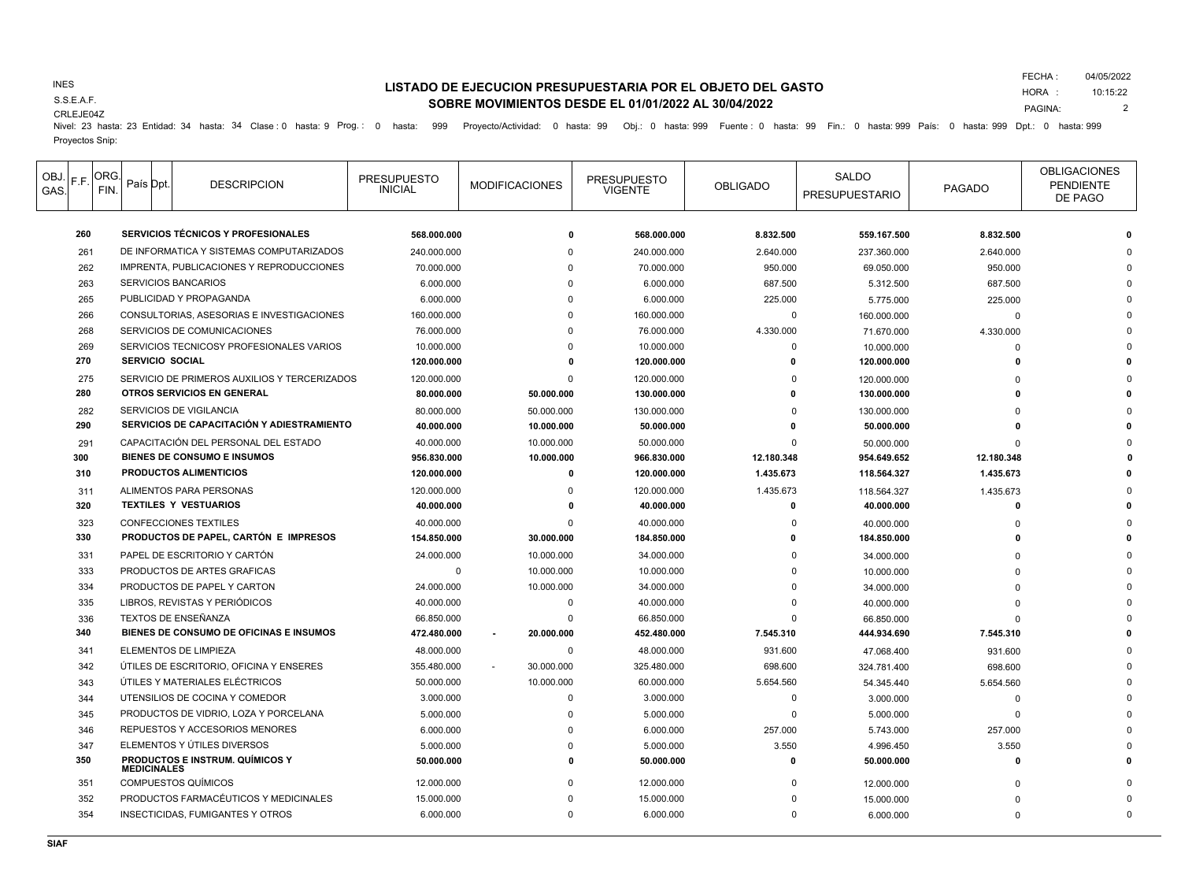INES
S.S.E.A.F.
CRLEJE04Z

FECHA : 04/05/2022
HORA : 10:15:22

## LISTADO DE EJECUCION PRESUPUESTARIA POR EL OBJETO DEL GASTO
## SOBRE MOVIMIENTOS DESDE EL 01/01/2022 AL 30/04/2022

Nivel: 23 hasta: 23 Entidad: 34 hasta: 34 Clase : 0 hasta: 9 Prog. : 0 hasta: 999 Proyecto/Actividad: 0 hasta: 99 Obj.: 0 hasta: 999 Fuente : 0 hasta: 99 Fin.: 0 hasta: 999 País: 0 hasta: 999 Dpt.: 0 hasta: 999
Proyectos Snip:

| OBJ. GAS. | F.F. | ORG. FIN. | País | Dpt. | DESCRIPCION | PRESUPUESTO INICIAL | MODIFICACIONES | PRESUPUESTO VIGENTE | OBLIGADO | SALDO PRESUPUESTARIO | PAGADO | OBLIGACIONES PENDIENTE DE PAGO |
|---|---|---|---|---|---|---|---|---|---|---|---|---|
| **260** | | | | | **SERVICIOS TÉCNICOS Y PROFESIONALES** | **568.000.000** | **0** | **568.000.000** | **8.832.500** | **559.167.500** | **8.832.500** | **0** |
| 261 | | | | | DE INFORMATICA Y SISTEMAS COMPUTARIZADOS | 240.000.000 | 0 | 240.000.000 | 2.640.000 | 237.360.000 | 2.640.000 | 0 |
| 262 | | | | | IMPRENTA, PUBLICACIONES Y REPRODUCCIONES | 70.000.000 | 0 | 70.000.000 | 950.000 | 69.050.000 | 950.000 | 0 |
| 263 | | | | | SERVICIOS BANCARIOS | 6.000.000 | 0 | 6.000.000 | 687.500 | 5.312.500 | 687.500 | 0 |
| 265 | | | | | PUBLICIDAD Y PROPAGANDA | 6.000.000 | 0 | 6.000.000 | 225.000 | 5.775.000 | 225.000 | 0 |
| 266 | | | | | CONSULTORIAS, ASESORIAS E INVESTIGACIONES | 160.000.000 | 0 | 160.000.000 | 0 | 160.000.000 | 0 | 0 |
| 268 | | | | | SERVICIOS DE COMUNICACIONES | 76.000.000 | 0 | 76.000.000 | 4.330.000 | 71.670.000 | 4.330.000 | 0 |
| 269 | | | | | SERVICIOS TECNICOSY PROFESIONALES VARIOS | 10.000.000 | 0 | 10.000.000 | 0 | 10.000.000 | 0 | 0 |
| **270** | | | | | **SERVICIO SOCIAL** | **120.000.000** | **0** | **120.000.000** | **0** | **120.000.000** | **0** | **0** |
| 275 | | | | | SERVICIO DE PRIMEROS AUXILIOS Y TERCERIZADOS | 120.000.000 | 0 | 120.000.000 | 0 | 120.000.000 | 0 | 0 |
| **280** | | | | | **OTROS SERVICIOS EN GENERAL** | **80.000.000** | **50.000.000** | **130.000.000** | **0** | **130.000.000** | **0** | **0** |
| 282 | | | | | SERVICIOS DE VIGILANCIA | 80.000.000 | 50.000.000 | 130.000.000 | 0 | 130.000.000 | 0 | 0 |
| **290** | | | | | **SERVICIOS DE CAPACITACIÓN Y ADIESTRAMIENTO** | **40.000.000** | **10.000.000** | **50.000.000** | **0** | **50.000.000** | **0** | **0** |
| 291 | | | | | CAPACITACIÓN DEL PERSONAL DEL ESTADO | 40.000.000 | 10.000.000 | 50.000.000 | 0 | 50.000.000 | 0 | 0 |
| **300** | | | | | **BIENES DE CONSUMO E INSUMOS** | **956.830.000** | **10.000.000** | **966.830.000** | **12.180.348** | **954.649.652** | **12.180.348** | **0** |
| **310** | | | | | **PRODUCTOS ALIMENTICIOS** | **120.000.000** | **0** | **120.000.000** | **1.435.673** | **118.564.327** | **1.435.673** | **0** |
| 311 | | | | | ALIMENTOS PARA PERSONAS | 120.000.000 | 0 | 120.000.000 | 1.435.673 | 118.564.327 | 1.435.673 | 0 |
| **320** | | | | | **TEXTILES Y VESTUARIOS** | **40.000.000** | **0** | **40.000.000** | **0** | **40.000.000** | **0** | **0** |
| 323 | | | | | CONFECCIONES TEXTILES | 40.000.000 | 0 | 40.000.000 | 0 | 40.000.000 | 0 | 0 |
| **330** | | | | | **PRODUCTOS DE PAPEL, CARTÓN E IMPRESOS** | **154.850.000** | **30.000.000** | **184.850.000** | **0** | **184.850.000** | **0** | **0** |
| 331 | | | | | PAPEL DE ESCRITORIO Y CARTÓN | 24.000.000 | 10.000.000 | 34.000.000 | 0 | 34.000.000 | 0 | 0 |
| 333 | | | | | PRODUCTOS DE ARTES GRAFICAS | 0 | 10.000.000 | 10.000.000 | 0 | 10.000.000 | 0 | 0 |
| 334 | | | | | PRODUCTOS DE PAPEL Y CARTON | 24.000.000 | 10.000.000 | 34.000.000 | 0 | 34.000.000 | 0 | 0 |
| 335 | | | | | LIBROS, REVISTAS Y PERIÓDICOS | 40.000.000 | 0 | 40.000.000 | 0 | 40.000.000 | 0 | 0 |
| 336 | | | | | TEXTOS DE ENSEÑANZA | 66.850.000 | 0 | 66.850.000 | 0 | 66.850.000 | 0 | 0 |
| **340** | | | | | **BIENES DE CONSUMO DE OFICINAS E INSUMOS** | **472.480.000** | **- 20.000.000** | **452.480.000** | **7.545.310** | **444.934.690** | **7.545.310** | **0** |
| 341 | | | | | ELEMENTOS DE LIMPIEZA | 48.000.000 | 0 | 48.000.000 | 931.600 | 47.068.400 | 931.600 | 0 |
| 342 | | | | | ÚTILES DE ESCRITORIO, OFICINA Y ENSERES | 355.480.000 | - 30.000.000 | 325.480.000 | 698.600 | 324.781.400 | 698.600 | 0 |
| 343 | | | | | ÚTILES Y MATERIALES ELÉCTRICOS | 50.000.000 | 10.000.000 | 60.000.000 | 5.654.560 | 54.345.440 | 5.654.560 | 0 |
| 344 | | | | | UTENSILIOS DE COCINA Y COMEDOR | 3.000.000 | 0 | 3.000.000 | 0 | 3.000.000 | 0 | 0 |
| 345 | | | | | PRODUCTOS DE VIDRIO, LOZA Y PORCELANA | 5.000.000 | 0 | 5.000.000 | 0 | 5.000.000 | 0 | 0 |
| 346 | | | | | REPUESTOS Y ACCESORIOS MENORES | 6.000.000 | 0 | 6.000.000 | 257.000 | 5.743.000 | 257.000 | 0 |
| 347 | | | | | ELEMENTOS Y ÚTILES DIVERSOS | 5.000.000 | 0 | 5.000.000 | 3.550 | 4.996.450 | 3.550 | 0 |
| **350** | | | | | **PRODUCTOS E INSTRUM. QUÍMICOS Y MEDICINALES** | **50.000.000** | **0** | **50.000.000** | **0** | **50.000.000** | **0** | **0** |
| 351 | | | | | COMPUESTOS QUÍMICOS | 12.000.000 | 0 | 12.000.000 | 0 | 12.000.000 | 0 | 0 |
| 352 | | | | | PRODUCTOS FARMACÉUTICOS Y MEDICINALES | 15.000.000 | 0 | 15.000.000 | 0 | 15.000.000 | 0 | 0 |
| 354 | | | | | INSECTICIDAS, FUMIGANTES Y OTROS | 6.000.000 | 0 | 6.000.000 | 0 | 6.000.000 | 0 | 0 |

SIAF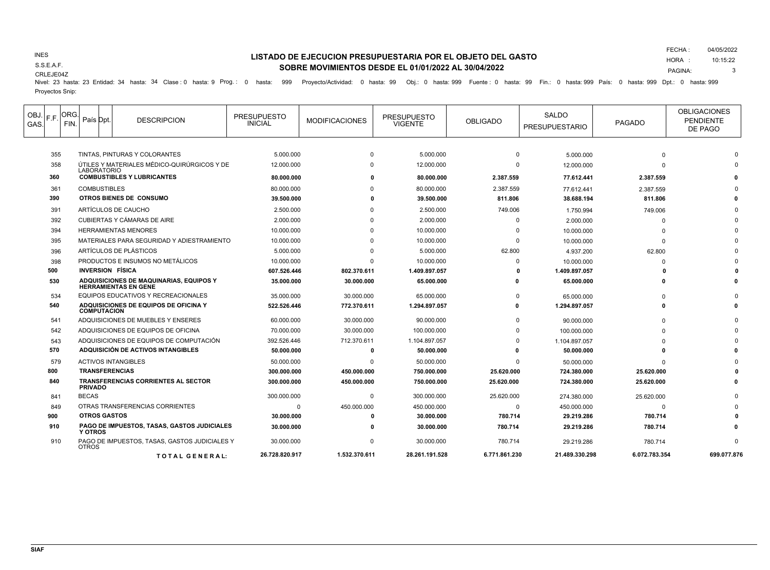INES
S.S.E.A.F.
CRLEJE04Z

# LISTADO DE EJECUCION PRESUPUESTARIA POR EL OBJETO DEL GASTO
## SOBRE MOVIMIENTOS DESDE EL 01/01/2022 AL 30/04/2022

FECHA : 04/05/2022
HORA : 10:15:22
PAGINA: 3

Nivel: 23 hasta: 23 Entidad: 34 hasta: 34 Clase : 0 hasta: 9 Prog. : 0 hasta: 999 Proyecto/Actividad: 0 hasta: 99 Obj.: 0 hasta: 999 Fuente : 0 hasta: 99 Fin.: 0 hasta: 999 País: 0 hasta: 999 Dpt.: 0 hasta: 999
Proyectos Snip:

| OBJ. GAS. | F.F. | ORG. FIN. | País | Dpt. | DESCRIPCION | PRESUPUESTO INICIAL | MODIFICACIONES | PRESUPUESTO VIGENTE | OBLIGADO | SALDO PRESUPUESTARIO | PAGADO | OBLIGACIONES PENDIENTE DE PAGO |
|---|---|---|---|---|---|---|---|---|---|---|---|---|
| 355 | | | | | TINTAS, PINTURAS Y COLORANTES | 5.000.000 | 0 | 5.000.000 | 0 | 5.000.000 | 0 | 0 |
| 358 | | | | | ÚTILES Y MATERIALES MÉDICO-QUIRÚRGICOS Y DE LABORATORIO | 12.000.000 | 0 | 12.000.000 | 0 | 12.000.000 | 0 | 0 |
| **360** | | | | | **COMBUSTIBLES Y LUBRICANTES** | **80.000.000** | **0** | **80.000.000** | **2.387.559** | **77.612.441** | **2.387.559** | **0** |
| 361 | | | | | COMBUSTIBLES | 80.000.000 | 0 | 80.000.000 | 2.387.559 | 77.612.441 | 2.387.559 | 0 |
| **390** | | | | | **OTROS BIENES DE CONSUMO** | **39.500.000** | **0** | **39.500.000** | **811.806** | **38.688.194** | **811.806** | **0** |
| 391 | | | | | ARTÍCULOS DE CAUCHO | 2.500.000 | 0 | 2.500.000 | 749.006 | 1.750.994 | 749.006 | 0 |
| 392 | | | | | CUBIERTAS Y CÁMARAS DE AIRE | 2.000.000 | 0 | 2.000.000 | 0 | 2.000.000 | 0 | 0 |
| 394 | | | | | HERRAMIENTAS MENORES | 10.000.000 | 0 | 10.000.000 | 0 | 10.000.000 | 0 | 0 |
| 395 | | | | | MATERIALES PARA SEGURIDAD Y ADIESTRAMIENTO | 10.000.000 | 0 | 10.000.000 | 0 | 10.000.000 | 0 | 0 |
| 396 | | | | | ARTÍCULOS DE PLÁSTICOS | 5.000.000 | 0 | 5.000.000 | 62.800 | 4.937.200 | 62.800 | 0 |
| 398 | | | | | PRODUCTOS E INSUMOS NO METÁLICOS | 10.000.000 | 0 | 10.000.000 | 0 | 10.000.000 | 0 | 0 |
| **500** | | | | | **INVERSION FÍSICA** | **607.526.446** | **802.370.611** | **1.409.897.057** | **0** | **1.409.897.057** | **0** | **0** |
| **530** | | | | | **ADQUISICIONES DE MAQUINARIAS, EQUIPOS Y HERRAMIENTAS EN GENE** | **35.000.000** | **30.000.000** | **65.000.000** | **0** | **65.000.000** | **0** | **0** |
| 534 | | | | | EQUIPOS EDUCATIVOS Y RECREACIONALES | 35.000.000 | 30.000.000 | 65.000.000 | 0 | 65.000.000 | 0 | 0 |
| **540** | | | | | **ADQUISICIONES DE EQUIPOS DE OFICINA Y COMPUTACION** | **522.526.446** | **772.370.611** | **1.294.897.057** | **0** | **1.294.897.057** | **0** | **0** |
| 541 | | | | | ADQUISICIONES DE MUEBLES Y ENSERES | 60.000.000 | 30.000.000 | 90.000.000 | 0 | 90.000.000 | 0 | 0 |
| 542 | | | | | ADQUISICIONES DE EQUIPOS DE OFICINA | 70.000.000 | 30.000.000 | 100.000.000 | 0 | 100.000.000 | 0 | 0 |
| 543 | | | | | ADQUISICIONES DE EQUIPOS DE COMPUTACIÓN | 392.526.446 | 712.370.611 | 1.104.897.057 | 0 | 1.104.897.057 | 0 | 0 |
| **570** | | | | | **ADQUISICIÓN DE ACTIVOS INTANGIBLES** | **50.000.000** | **0** | **50.000.000** | **0** | **50.000.000** | **0** | **0** |
| 579 | | | | | ACTIVOS INTANGIBLES | 50.000.000 | 0 | 50.000.000 | 0 | 50.000.000 | 0 | 0 |
| **800** | | | | | **TRANSFERENCIAS** | **300.000.000** | **450.000.000** | **750.000.000** | **25.620.000** | **724.380.000** | **25.620.000** | **0** |
| **840** | | | | | **TRANSFERENCIAS CORRIENTES AL SECTOR PRIVADO** | **300.000.000** | **450.000.000** | **750.000.000** | **25.620.000** | **724.380.000** | **25.620.000** | **0** |
| 841 | | | | | BECAS | 300.000.000 | 0 | 300.000.000 | 25.620.000 | 274.380.000 | 25.620.000 | 0 |
| 849 | | | | | OTRAS TRANSFERENCIAS CORRIENTES | 0 | 450.000.000 | 450.000.000 | 0 | 450.000.000 | 0 | 0 |
| **900** | | | | | **OTROS GASTOS** | **30.000.000** | **0** | **30.000.000** | **780.714** | **29.219.286** | **780.714** | **0** |
| **910** | | | | | **PAGO DE IMPUESTOS, TASAS, GASTOS JUDICIALES Y OTROS** | **30.000.000** | **0** | **30.000.000** | **780.714** | **29.219.286** | **780.714** | **0** |
| 910 | | | | | PAGO DE IMPUESTOS, TASAS, GASTOS JUDICIALES Y OTROS | 30.000.000 | 0 | 30.000.000 | 780.714 | 29.219.286 | 780.714 | 0 |
| | | | | | **T O T A L  G E N E R A L:** | **26.728.820.917** | **1.532.370.611** | **28.261.191.528** | **6.771.861.230** | **21.489.330.298** | **6.072.783.354** | **699.077.876** |

SIAF